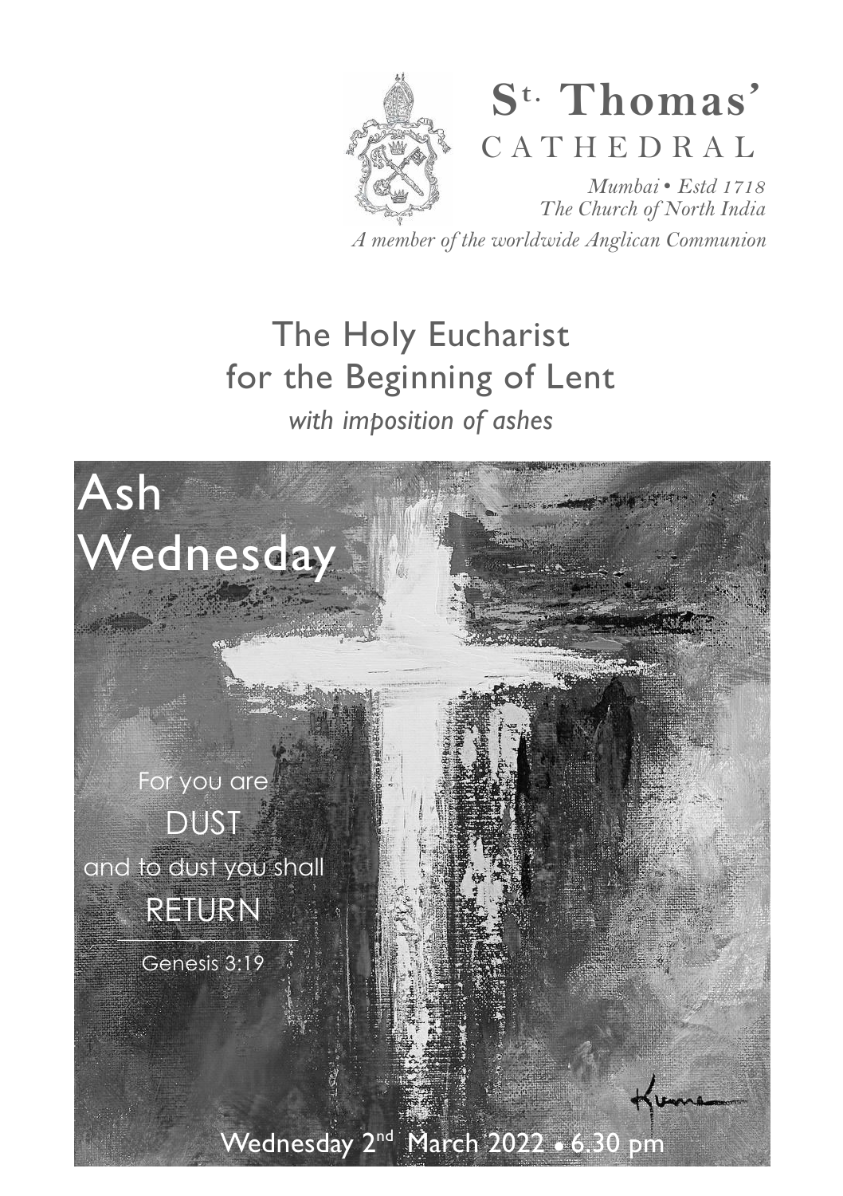# St. Thomas' CATHEDRAL

*Mumbai • Estd 1718*
*The Church of North India*

*A member of the worldwide Anglican Communion*

## The Holy Eucharist for the Beginning of Lent

*with imposition of ashes*

# Ash Wednesday

For you are
DUST
and to dust you shall
RETURN

Genesis 3:19

Wednesday 2nd March 2022 • 6.30 pm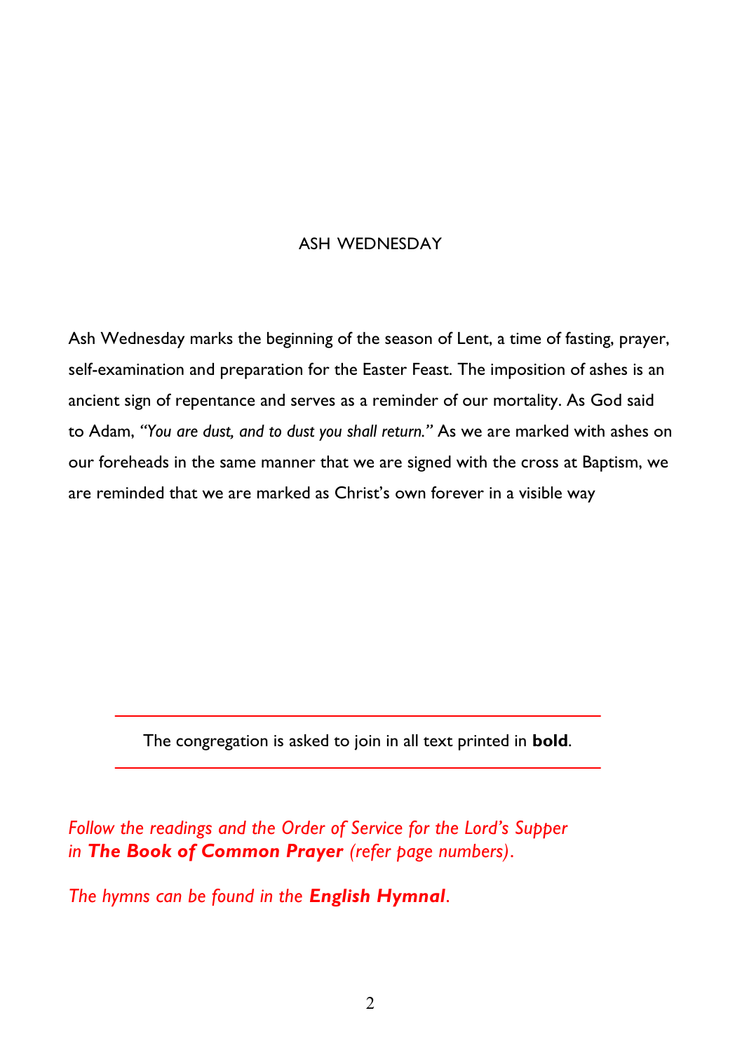# ASH WEDNESDAY

Ash Wednesday marks the beginning of the season of Lent, a time of fasting, prayer, self-examination and preparation for the Easter Feast. The imposition of ashes is an ancient sign of repentance and serves as a reminder of our mortality. As God said to Adam, *"You are dust, and to dust you shall return."* As we are marked with ashes on our foreheads in the same manner that we are signed with the cross at Baptism, we are reminded that we are marked as Christ's own forever in a visible way

---

The congregation is asked to join in all text printed in **bold**.

---

*Follow the readings and the Order of Service for the Lord's Supper in* ***The Book of Common Prayer*** *(refer page numbers).*

*The hymns can be found in the* ***English Hymnal****.*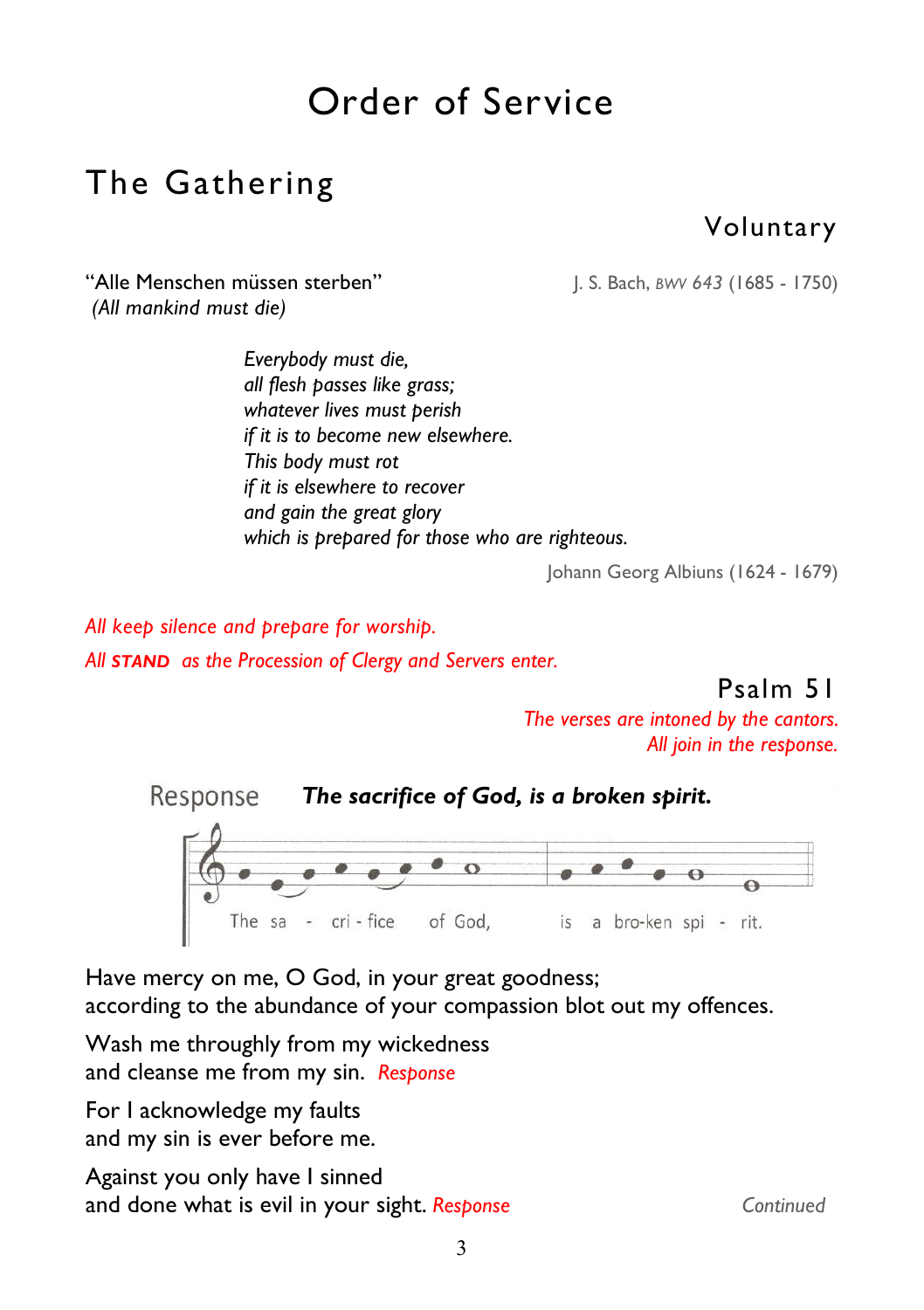# Order of Service

## The Gathering

### Voluntary

"Alle Menschen müssen sterben" — J. S. Bach, *BWV 643* (1685 - 1750)
*(All mankind must die)*

*Everybody must die,*
*all flesh passes like grass;*
*whatever lives must perish*
*if it is to become new elsewhere.*
*This body must rot*
*if it is elsewhere to recover*
*and gain the great glory*
*which is prepared for those who are righteous.*

Johann Georg Albiuns (1624 - 1679)

*All keep silence and prepare for worship.*

*All* ***STAND*** *as the Procession of Clergy and Servers enter.*

### Psalm 51

*The verses are intoned by the cantors.*
*All join in the response.*

Response ***The sacrifice of God, is a broken spirit.***

The sa - cri - fice of God, is a bro-ken spi - rit.

Have mercy on me, O God, in your great goodness;
according to the abundance of your compassion blot out my offences.

Wash me throughly from my wickedness
and cleanse me from my sin. *Response*

For I acknowledge my faults
and my sin is ever before me.

Against you only have I sinned
and done what is evil in your sight. *Response*

*Continued*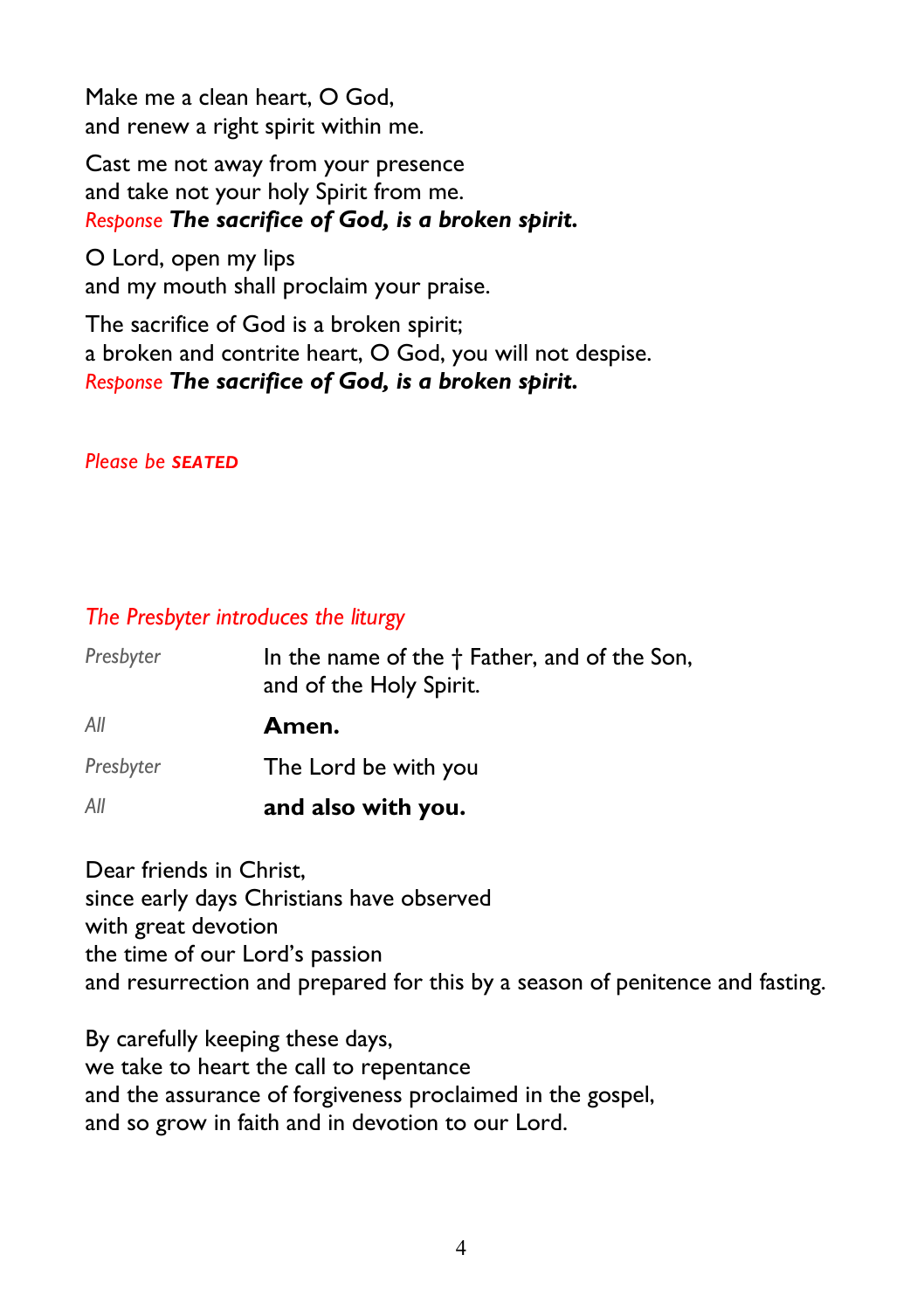Make me a clean heart, O God,
and renew a right spirit within me.

Cast me not away from your presence
and take not your holy Spirit from me.
*Response* ***The sacrifice of God, is a broken spirit.***

O Lord, open my lips
and my mouth shall proclaim your praise.

The sacrifice of God is a broken spirit;
a broken and contrite heart, O God, you will not despise.
*Response* ***The sacrifice of God, is a broken spirit.***

*Please be* ***SEATED***

*The Presbyter introduces the liturgy*

| | |
|---|---|
| *Presbyter* | In the name of the † Father, and of the Son, and of the Holy Spirit. |
| *All* | **Amen.** |
| *Presbyter* | The Lord be with you |
| *All* | **and also with you.** |

Dear friends in Christ,
since early days Christians have observed
with great devotion
the time of our Lord's passion
and resurrection and prepared for this by a season of penitence and fasting.

By carefully keeping these days,
we take to heart the call to repentance
and the assurance of forgiveness proclaimed in the gospel,
and so grow in faith and in devotion to our Lord.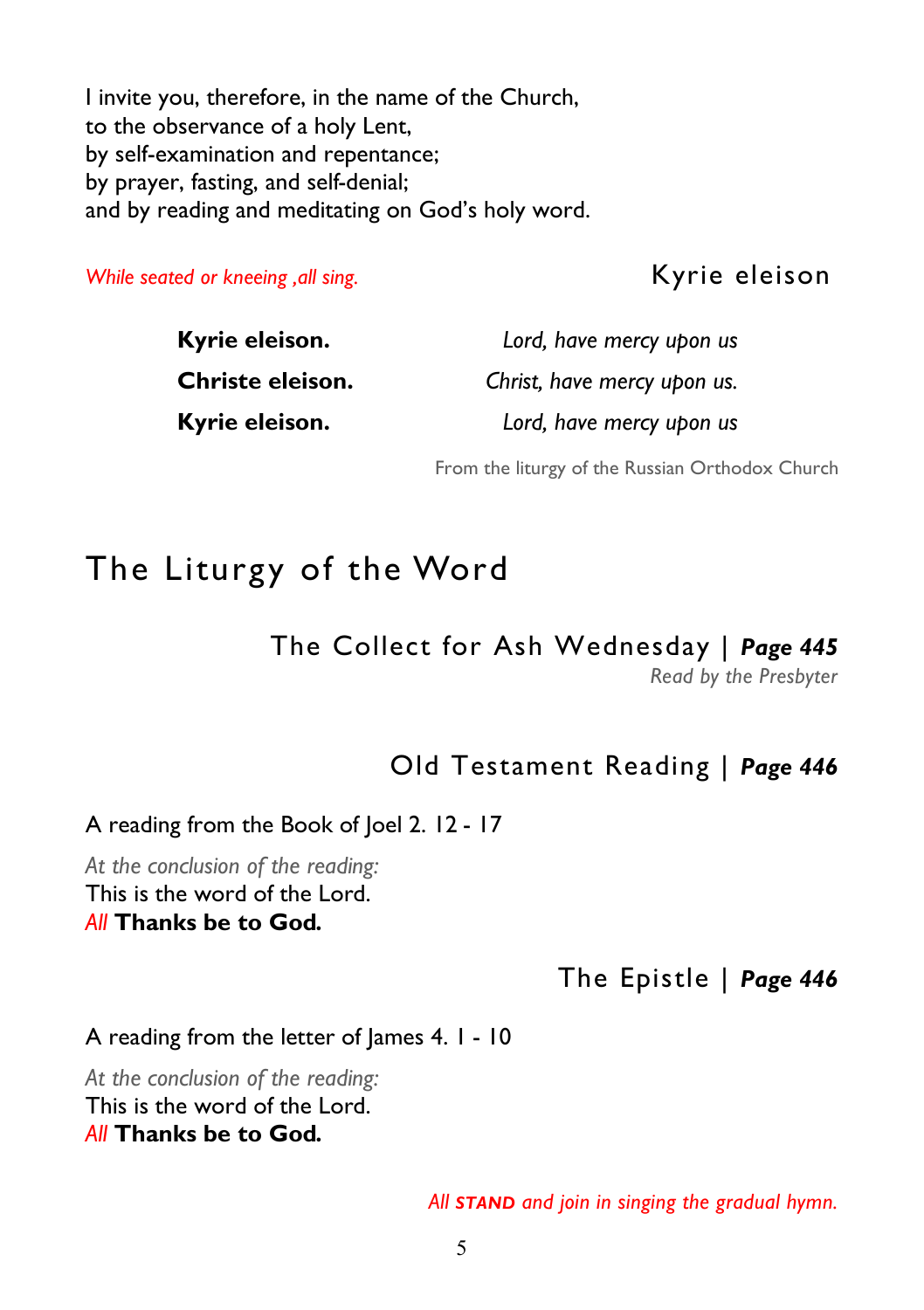I invite you, therefore, in the name of the Church,
to the observance of a holy Lent,
by self-examination and repentance;
by prayer, fasting, and self-denial;
and by reading and meditating on God's holy word.

*While seated or kneeing ,all sing.*

### Kyrie eleison

| | |
|---|---|
| **Kyrie eleison.** | *Lord, have mercy upon us* |
| **Christe eleison.** | *Christ, have mercy upon us.* |
| **Kyrie eleison.** | *Lord, have mercy upon us* |

From the liturgy of the Russian Orthodox Church

# The Liturgy of the Word

### The Collect for Ash Wednesday | *Page 445*

*Read by the Presbyter*

### Old Testament Reading | *Page 446*

A reading from the Book of Joel 2. 12 - 17

*At the conclusion of the reading:*
This is the word of the Lord.
*All* **Thanks be to God.**

### The Epistle | *Page 446*

A reading from the letter of James 4. 1 - 10

*At the conclusion of the reading:*
This is the word of the Lord.
*All* **Thanks be to God.**

*All **STAND** and join in singing the gradual hymn.*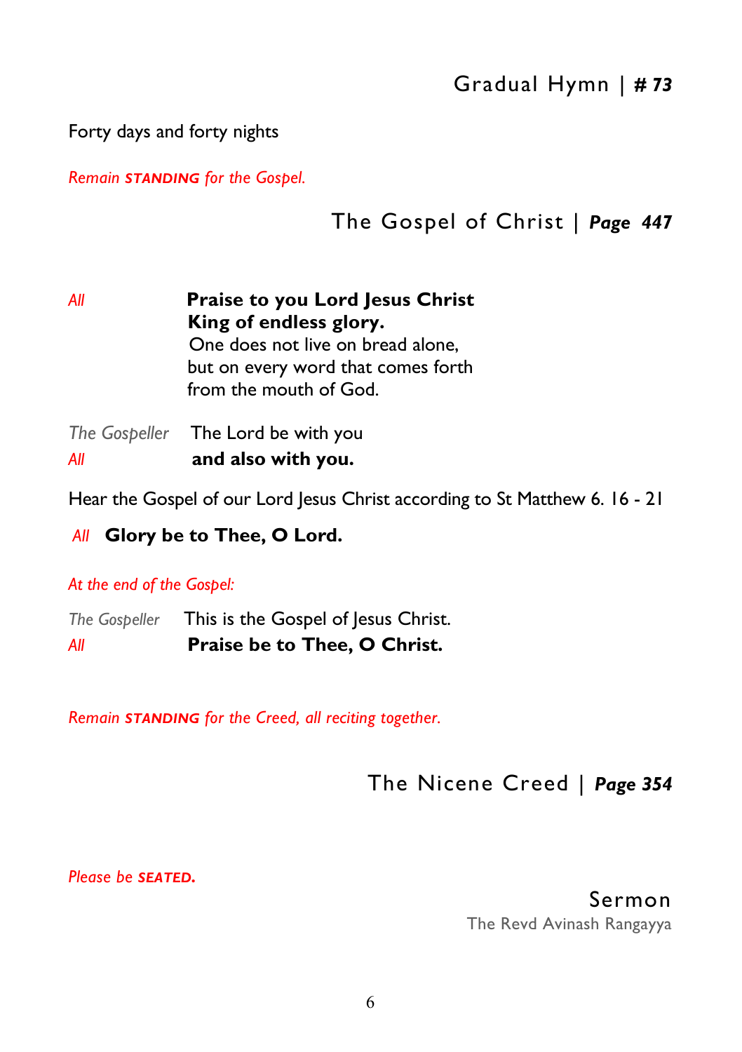## Gradual Hymn | *# 73*

Forty days and forty nights

*Remain **STANDING** for the Gospel.*

## The Gospel of Christ | *Page 447*

*All* **Praise to you Lord Jesus Christ**
**King of endless glory.**
One does not live on bread alone,
but on every word that comes forth
from the mouth of God.

*The Gospeller* The Lord be with you
*All* **and also with you.**

Hear the Gospel of our Lord Jesus Christ according to St Matthew 6. 16 - 21

*All* **Glory be to Thee, O Lord.**

*At the end of the Gospel:*

*The Gospeller* This is the Gospel of Jesus Christ.
*All* **Praise be to Thee, O Christ.**

*Remain **STANDING** for the Creed, all reciting together.*

## The Nicene Creed | *Page 354*

*Please be **SEATED.***

## Sermon

The Revd Avinash Rangayya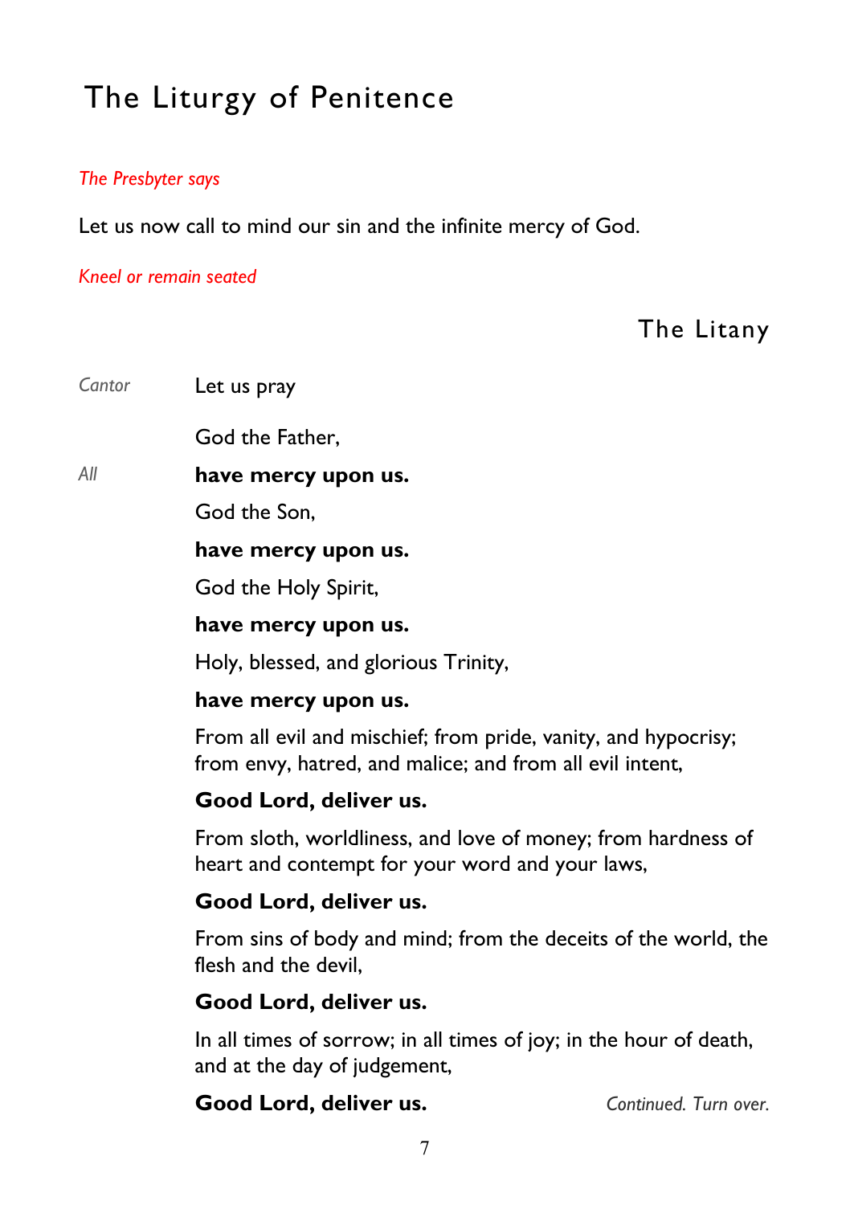# The Liturgy of Penitence

*The Presbyter says*

Let us now call to mind our sin and the infinite mercy of God.

*Kneel or remain seated*

## The Litany

*Cantor* Let us pray

God the Father,

*All* **have mercy upon us.**

God the Son,

**have mercy upon us.**

God the Holy Spirit,

**have mercy upon us.**

Holy, blessed, and glorious Trinity,

**have mercy upon us.**

From all evil and mischief; from pride, vanity, and hypocrisy; from envy, hatred, and malice; and from all evil intent,

**Good Lord, deliver us.**

From sloth, worldliness, and love of money; from hardness of heart and contempt for your word and your laws,

**Good Lord, deliver us.**

From sins of body and mind; from the deceits of the world, the flesh and the devil,

**Good Lord, deliver us.**

In all times of sorrow; in all times of joy; in the hour of death, and at the day of judgement,

**Good Lord, deliver us.**

*Continued. Turn over.*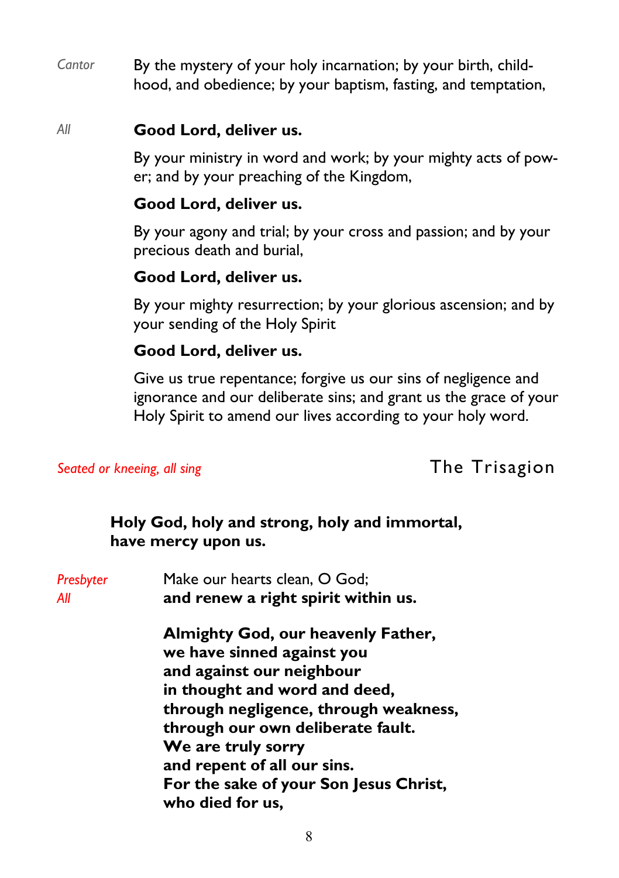*Cantor* By the mystery of your holy incarnation; by your birth, child-hood, and obedience; by your baptism, fasting, and temptation,

*All* **Good Lord, deliver us.**

By your ministry in word and work; by your mighty acts of pow-er; and by your preaching of the Kingdom,

**Good Lord, deliver us.**

By your agony and trial; by your cross and passion; and by your precious death and burial,

**Good Lord, deliver us.**

By your mighty resurrection; by your glorious ascension; and by your sending of the Holy Spirit

**Good Lord, deliver us.**

Give us true repentance; forgive us our sins of negligence and ignorance and our deliberate sins; and grant us the grace of your Holy Spirit to amend our lives according to your holy word.

## The Trisagion

*Seated or kneeing, all sing*

**Holy God, holy and strong, holy and immortal,**
**have mercy upon us.**

*Presbyter* Make our hearts clean, O God;
*All* **and renew a right spirit within us.**

**Almighty God, our heavenly Father,**
**we have sinned against you**
**and against our neighbour**
**in thought and word and deed,**
**through negligence, through weakness,**
**through our own deliberate fault.**
**We are truly sorry**
**and repent of all our sins.**
**For the sake of your Son Jesus Christ,**
**who died for us,**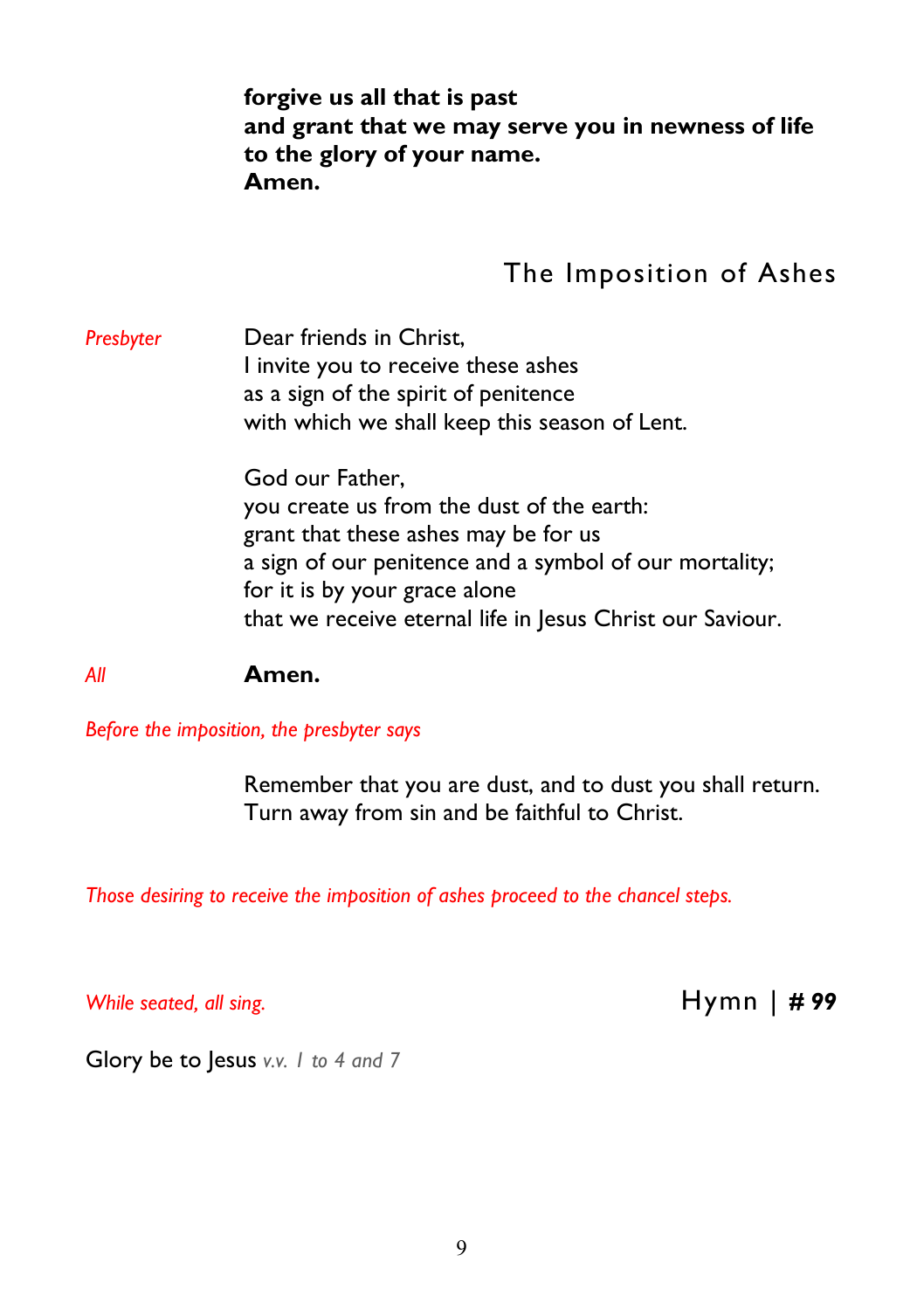**forgive us all that is past**
**and grant that we may serve you in newness of life**
**to the glory of your name.**
**Amen.**

## The Imposition of Ashes

*Presbyter* Dear friends in Christ,
I invite you to receive these ashes
as a sign of the spirit of penitence
with which we shall keep this season of Lent.

God our Father,
you create us from the dust of the earth:
grant that these ashes may be for us
a sign of our penitence and a symbol of our mortality;
for it is by your grace alone
that we receive eternal life in Jesus Christ our Saviour.

*All* **Amen.**

*Before the imposition, the presbyter says*

Remember that you are dust, and to dust you shall return.
Turn away from sin and be faithful to Christ.

*Those desiring to receive the imposition of ashes proceed to the chancel steps.*

*While seated, all sing.* Hymn | ***# 99***

Glory be to Jesus *v.v. 1 to 4 and 7*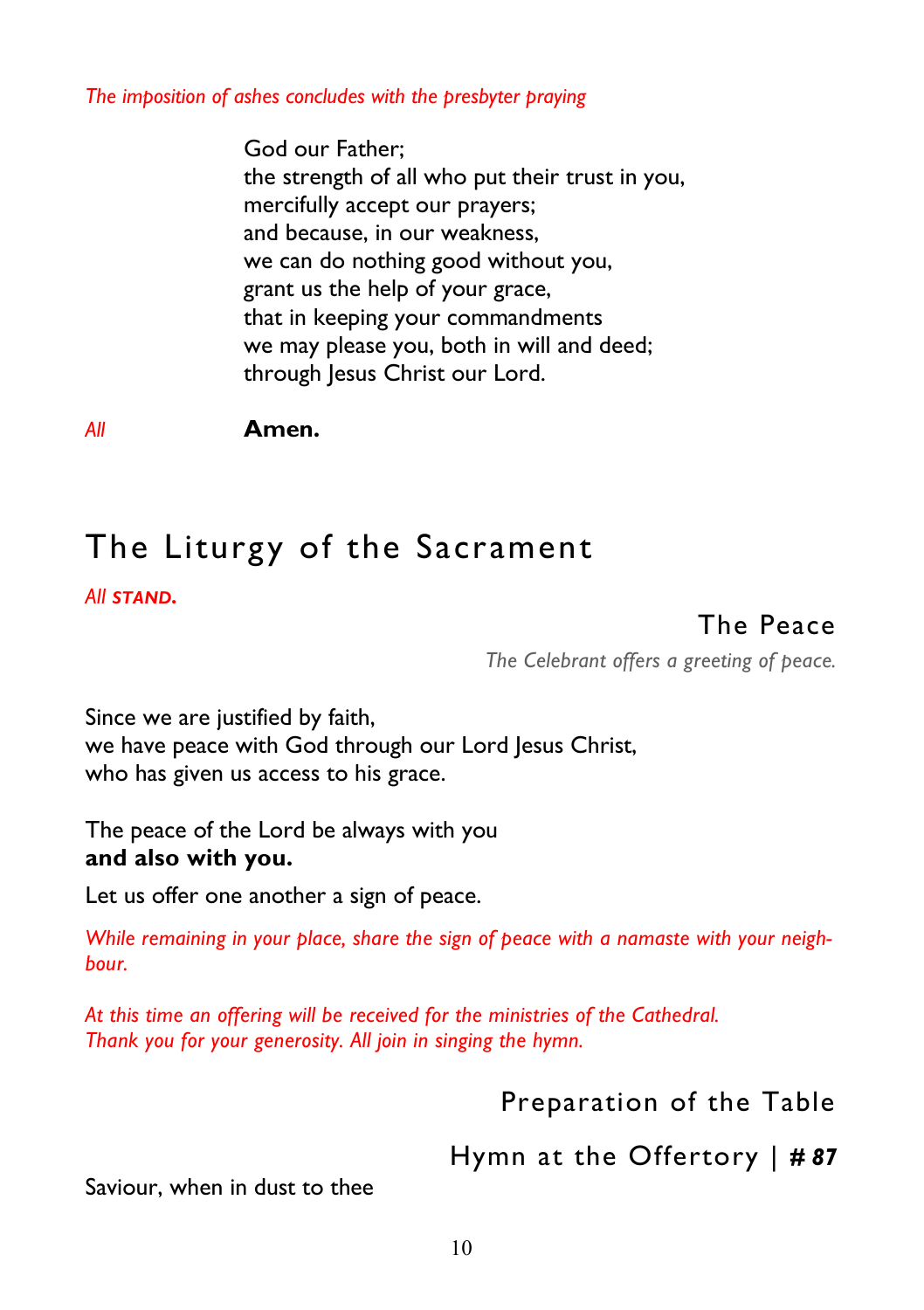*The imposition of ashes concludes with the presbyter praying*

God our Father;
the strength of all who put their trust in you,
mercifully accept our prayers;
and because, in our weakness,
we can do nothing good without you,
grant us the help of your grace,
that in keeping your commandments
we may please you, both in will and deed;
through Jesus Christ our Lord.

*All* **Amen.**

# The Liturgy of the Sacrament

*All* ***STAND.***

## The Peace

*The Celebrant offers a greeting of peace.*

Since we are justified by faith,
we have peace with God through our Lord Jesus Christ,
who has given us access to his grace.

The peace of the Lord be always with you
**and also with you.**

Let us offer one another a sign of peace.

*While remaining in your place, share the sign of peace with a namaste with your neighbour.*

*At this time an offering will be received for the ministries of the Cathedral. Thank you for your generosity. All join in singing the hymn.*

## Preparation of the Table

## Hymn at the Offertory | ***# 87***

Saviour, when in dust to thee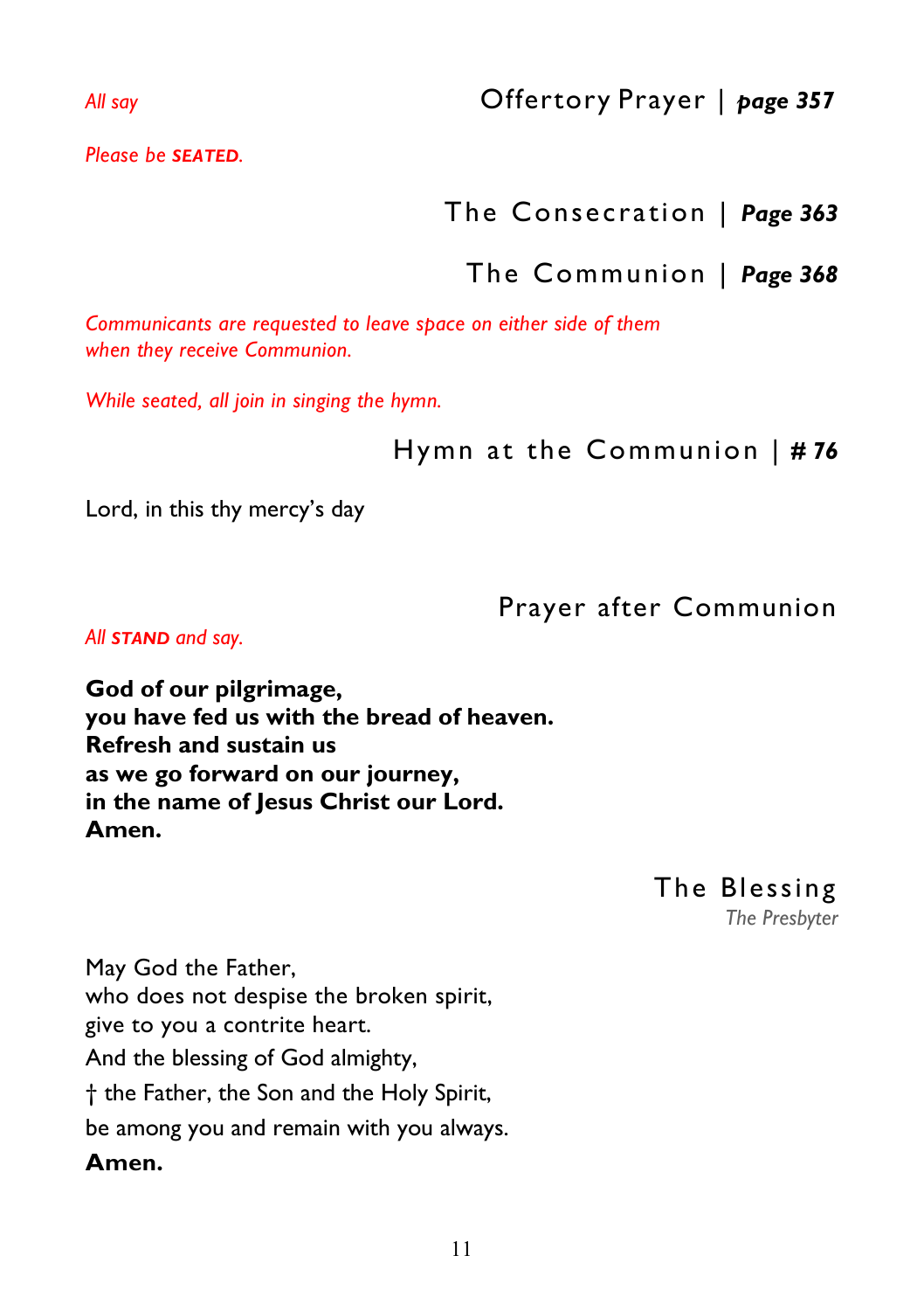*All say*

## Offertory Prayer | *page 357*

*Please be **SEATED**.*

## The Consecration | *Page 363*

## The Communion | *Page 368*

*Communicants are requested to leave space on either side of them when they receive Communion.*

*While seated, all join in singing the hymn.*

## Hymn at the Communion | # *76*

Lord, in this thy mercy's day

## Prayer after Communion

*All **STAND** and say.*

**God of our pilgrimage,**
**you have fed us with the bread of heaven.**
**Refresh and sustain us**
**as we go forward on our journey,**
**in the name of Jesus Christ our Lord.**
**Amen.**

## The Blessing

*The Presbyter*

May God the Father,
who does not despise the broken spirit,
give to you a contrite heart.
And the blessing of God almighty,
† the Father, the Son and the Holy Spirit,
be among you and remain with you always.
**Amen.**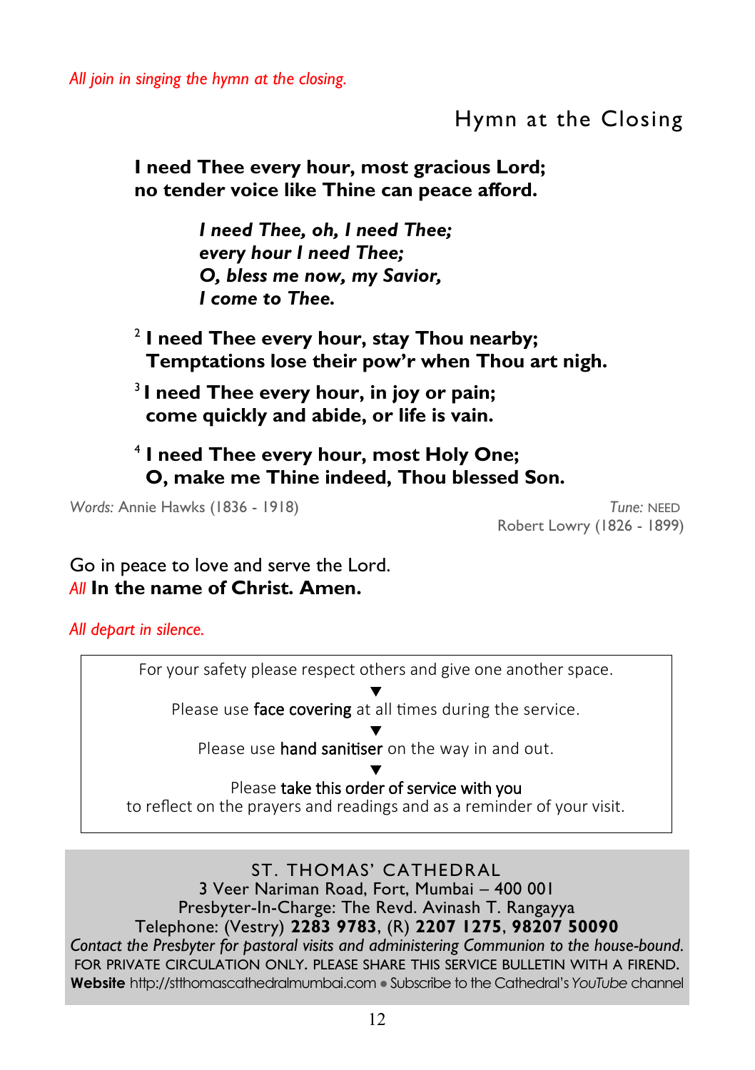*All join in singing the hymn at the closing.*

## Hymn at the Closing

**I need Thee every hour, most gracious Lord;**
**no tender voice like Thine can peace afford.**

> ***I need Thee, oh, I need Thee;***
> ***every hour I need Thee;***
> ***O, bless me now, my Savior,***
> ***I come to Thee.***

2 **I need Thee every hour, stay Thou nearby;**
**Temptations lose their pow'r when Thou art nigh.**

3 **I need Thee every hour, in joy or pain;**
**come quickly and abide, or life is vain.**

4 **I need Thee every hour, most Holy One;**
**O, make me Thine indeed, Thou blessed Son.**

*Words:* Annie Hawks (1836 - 1918)

*Tune:* NEED
Robert Lowry (1826 - 1899)

Go in peace to love and serve the Lord.
*All* **In the name of Christ. Amen.**

*All depart in silence.*

For your safety please respect others and give one another space.

▼

Please use face covering at all times during the service.

▼

Please use hand sanitiser on the way in and out.

▼

Please take this order of service with you
to reflect on the prayers and readings and as a reminder of your visit.

ST. THOMAS' CATHEDRAL
3 Veer Nariman Road, Fort, Mumbai – 400 001
Presbyter-In-Charge: The Revd. Avinash T. Rangayya
Telephone: (Vestry) **2283 9783**, (R) **2207 1275**, **98207 50090**
*Contact the Presbyter for pastoral visits and administering Communion to the house-bound.*
FOR PRIVATE CIRCULATION ONLY. PLEASE SHARE THIS SERVICE BULLETIN WITH A FIREND.
**Website** http://stthomascathedralmumbai.com • Subscribe to the Cathedral's *YouTube* channel